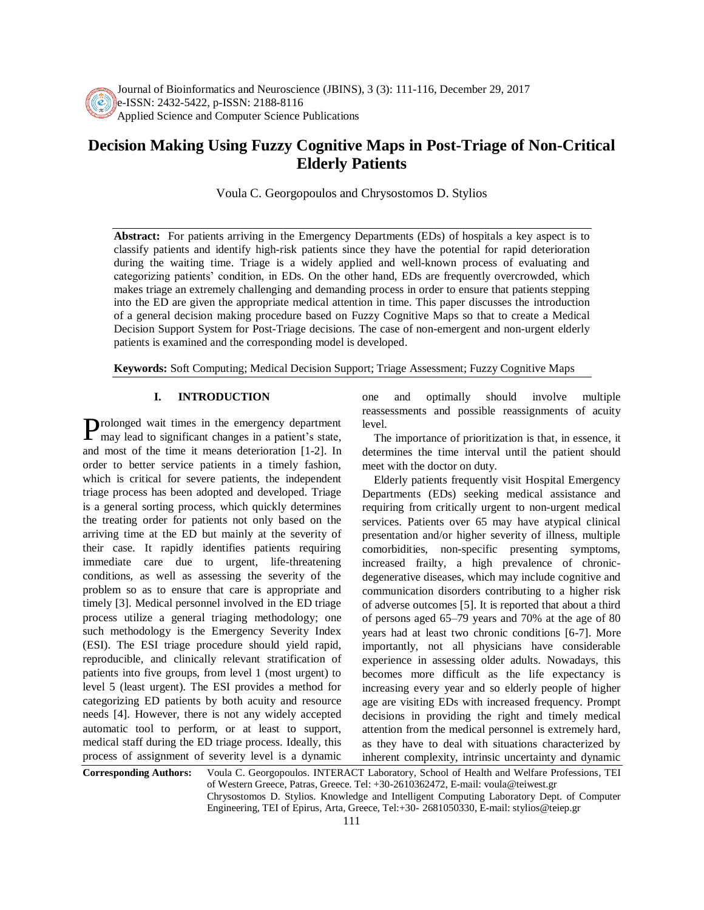# Decision Making Using Fuzzy Cognitive Maps in Post-Triage of Non-Critical Elderly Patients

Voula C. Georgopoulos and Chrysostomos D. Stylios

**Abstract:** For patients arriving in the Emergency Departments (EDs) of hospitals a key aspect is to classify patients and identify high-risk patients since they have the potential for rapid deterioration during the waiting time. Triage is a widely applied and well-known process of evaluating and categorizing patients' condition, in EDs. On the other hand, EDs are frequently overcrowded, which makes triage an extremely challenging and demanding process in order to ensure that patients stepping into the ED are given the appropriate medical attention in time. This paper discusses the introduction of a general decision making procedure based on Fuzzy Cognitive Maps so that to create a Medical Decision Support System for Post-Triage decisions. The case of non-emergent and non-urgent elderly patients is examined and the corresponding model is developed.

**Keywords:** Soft Computing; Medical Decision Support; Triage Assessment; Fuzzy Cognitive Maps

## I. INTRODUCTION

Prolonged wait times in the emergency department may lead to significant changes in a patient's state, and most of the time it means deterioration [1-2]. In order to better service patients in a timely fashion, which is critical for severe patients, the independent triage process has been adopted and developed. Triage is a general sorting process, which quickly determines the treating order for patients not only based on the arriving time at the ED but mainly at the severity of their case. It rapidly identifies patients requiring immediate care due to urgent, life-threatening conditions, as well as assessing the severity of the problem so as to ensure that care is appropriate and timely [3]. Medical personnel involved in the ED triage process utilize a general triaging methodology; one such methodology is the Emergency Severity Index (ESI). The ESI triage procedure should yield rapid, reproducible, and clinically relevant stratification of patients into five groups, from level 1 (most urgent) to level 5 (least urgent). The ESI provides a method for categorizing ED patients by both acuity and resource needs [4]. However, there is not any widely accepted automatic tool to perform, or at least to support, medical staff during the ED triage process. Ideally, this process of assignment of severity level is a dynamic one and optimally should involve multiple reassessments and possible reassignments of acuity level.

The importance of prioritization is that, in essence, it determines the time interval until the patient should meet with the doctor on duty.

Elderly patients frequently visit Hospital Emergency Departments (EDs) seeking medical assistance and requiring from critically urgent to non-urgent medical services. Patients over 65 may have atypical clinical presentation and/or higher severity of illness, multiple comorbidities, non-specific presenting symptoms, increased frailty, a high prevalence of chronic-degenerative diseases, which may include cognitive and communication disorders contributing to a higher risk of adverse outcomes [5]. It is reported that about a third of persons aged 65–79 years and 70% at the age of 80 years had at least two chronic conditions [6-7]. More importantly, not all physicians have considerable experience in assessing older adults. Nowadays, this becomes more difficult as the life expectancy is increasing every year and so elderly people of higher age are visiting EDs with increased frequency. Prompt decisions in providing the right and timely medical attention from the medical personnel is extremely hard, as they have to deal with situations characterized by inherent complexity, intrinsic uncertainty and dynamic

**Corresponding Authors:** Voula C. Georgopoulos. INTERACT Laboratory, School of Health and Welfare Professions, TEI of Western Greece, Patras, Greece. Tel: +30-2610362472, E-mail: voula@teiwest.gr
Chrysostomos D. Stylios. Knowledge and Intelligent Computing Laboratory Dept. of Computer Engineering, TEI of Epirus, Arta, Greece, Tel:+30- 2681050330, E-mail: stylios@teiep.gr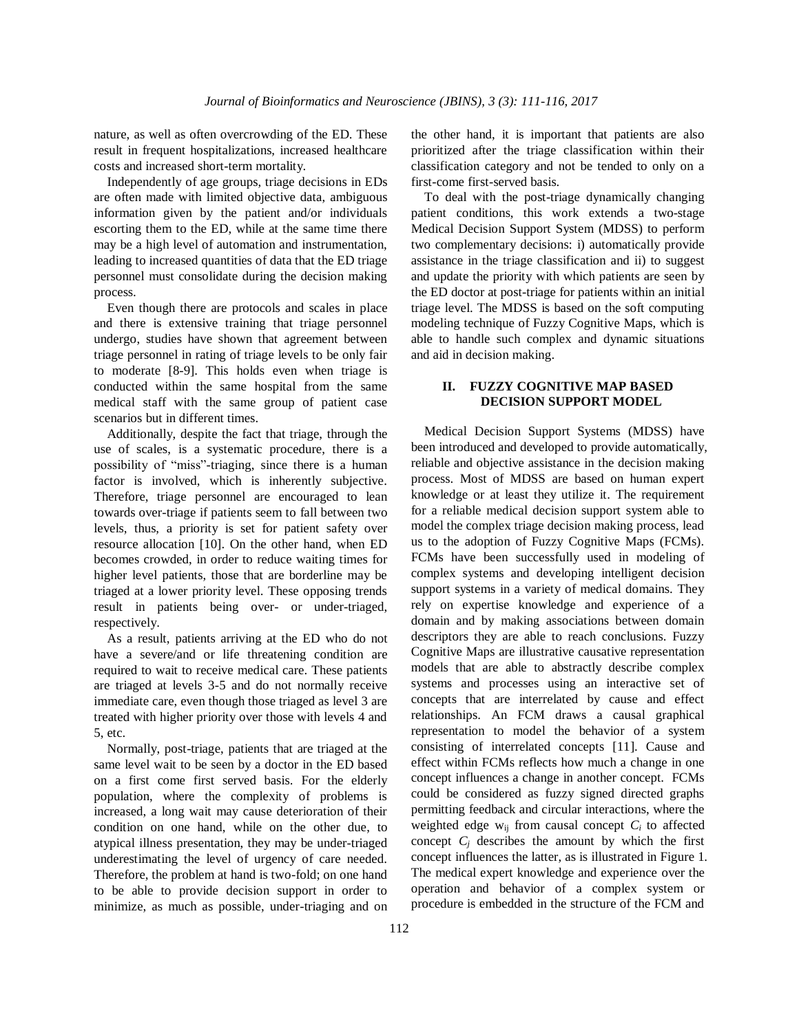nature, as well as often overcrowding of the ED. These result in frequent hospitalizations, increased healthcare costs and increased short-term mortality.

Independently of age groups, triage decisions in EDs are often made with limited objective data, ambiguous information given by the patient and/or individuals escorting them to the ED, while at the same time there may be a high level of automation and instrumentation, leading to increased quantities of data that the ED triage personnel must consolidate during the decision making process.

Even though there are protocols and scales in place and there is extensive training that triage personnel undergo, studies have shown that agreement between triage personnel in rating of triage levels to be only fair to moderate [8-9]. This holds even when triage is conducted within the same hospital from the same medical staff with the same group of patient case scenarios but in different times.

Additionally, despite the fact that triage, through the use of scales, is a systematic procedure, there is a possibility of "miss"-triaging, since there is a human factor is involved, which is inherently subjective. Therefore, triage personnel are encouraged to lean towards over-triage if patients seem to fall between two levels, thus, a priority is set for patient safety over resource allocation [10]. On the other hand, when ED becomes crowded, in order to reduce waiting times for higher level patients, those that are borderline may be triaged at a lower priority level. These opposing trends result in patients being over- or under-triaged, respectively.

As a result, patients arriving at the ED who do not have a severe/and or life threatening condition are required to wait to receive medical care. These patients are triaged at levels 3-5 and do not normally receive immediate care, even though those triaged as level 3 are treated with higher priority over those with levels 4 and 5, etc.

Normally, post-triage, patients that are triaged at the same level wait to be seen by a doctor in the ED based on a first come first served basis. For the elderly population, where the complexity of problems is increased, a long wait may cause deterioration of their condition on one hand, while on the other due, to atypical illness presentation, they may be under-triaged underestimating the level of urgency of care needed. Therefore, the problem at hand is two-fold; on one hand to be able to provide decision support in order to minimize, as much as possible, under-triaging and on the other hand, it is important that patients are also prioritized after the triage classification within their classification category and not be tended to only on a first-come first-served basis.

To deal with the post-triage dynamically changing patient conditions, this work extends a two-stage Medical Decision Support System (MDSS) to perform two complementary decisions: i) automatically provide assistance in the triage classification and ii) to suggest and update the priority with which patients are seen by the ED doctor at post-triage for patients within an initial triage level. The MDSS is based on the soft computing modeling technique of Fuzzy Cognitive Maps, which is able to handle such complex and dynamic situations and aid in decision making.

## II. FUZZY COGNITIVE MAP BASED DECISION SUPPORT MODEL

Medical Decision Support Systems (MDSS) have been introduced and developed to provide automatically, reliable and objective assistance in the decision making process. Most of MDSS are based on human expert knowledge or at least they utilize it. The requirement for a reliable medical decision support system able to model the complex triage decision making process, lead us to the adoption of Fuzzy Cognitive Maps (FCMs). FCMs have been successfully used in modeling of complex systems and developing intelligent decision support systems in a variety of medical domains. They rely on expertise knowledge and experience of a domain and by making associations between domain descriptors they are able to reach conclusions. Fuzzy Cognitive Maps are illustrative causative representation models that are able to abstractly describe complex systems and processes using an interactive set of concepts that are interrelated by cause and effect relationships. An FCM draws a causal graphical representation to model the behavior of a system consisting of interrelated concepts [11]. Cause and effect within FCMs reflects how much a change in one concept influences a change in another concept. FCMs could be considered as fuzzy signed directed graphs permitting feedback and circular interactions, where the weighted edge $w_{ij}$ from causal concept $C_i$ to affected concept $C_j$ describes the amount by which the first concept influences the latter, as is illustrated in Figure 1. The medical expert knowledge and experience over the operation and behavior of a complex system or procedure is embedded in the structure of the FCM and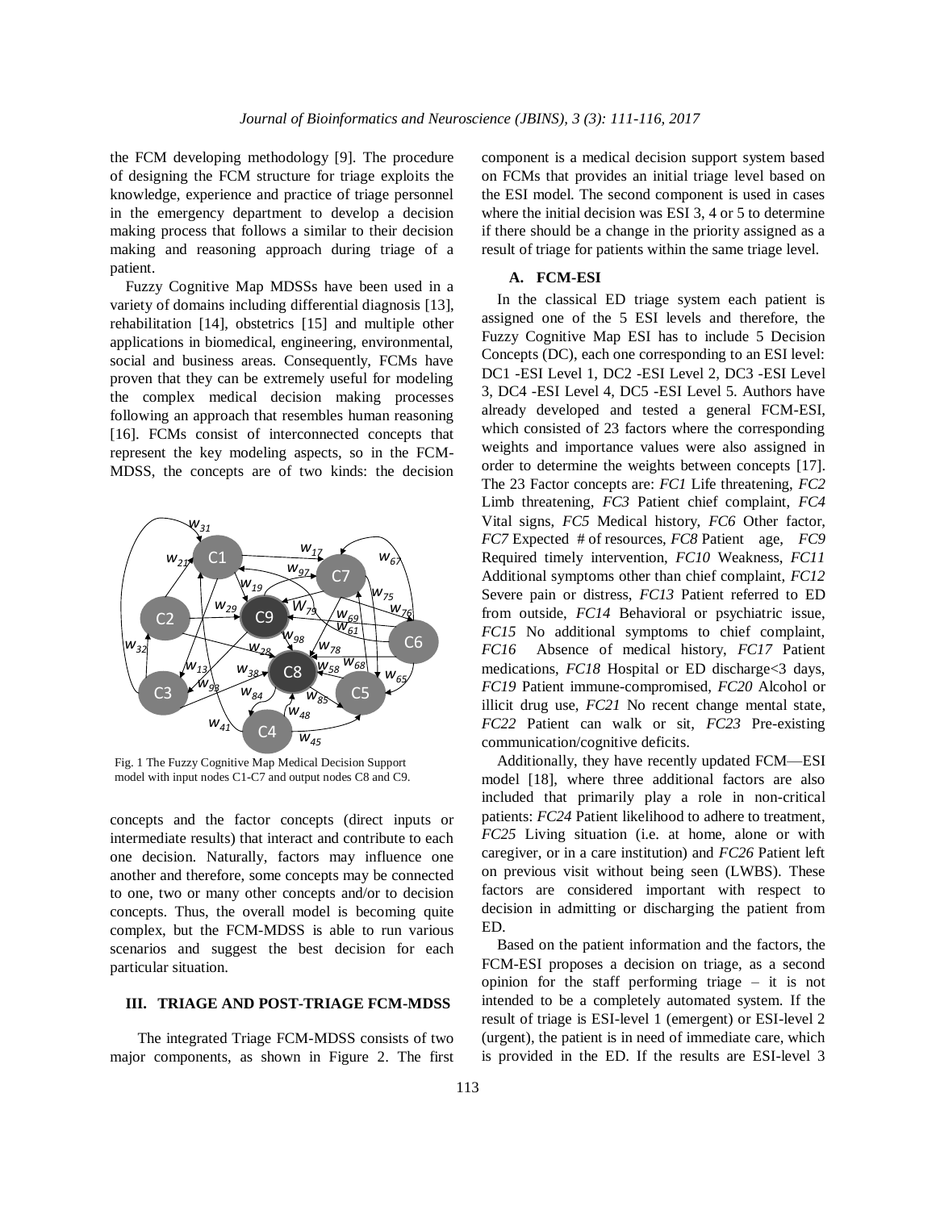the FCM developing methodology [9]. The procedure of designing the FCM structure for triage exploits the knowledge, experience and practice of triage personnel in the emergency department to develop a decision making process that follows a similar to their decision making and reasoning approach during triage of a patient.

Fuzzy Cognitive Map MDSSs have been used in a variety of domains including differential diagnosis [13], rehabilitation [14], obstetrics [15] and multiple other applications in biomedical, engineering, environmental, social and business areas. Consequently, FCMs have proven that they can be extremely useful for modeling the complex medical decision making processes following an approach that resembles human reasoning [16]. FCMs consist of interconnected concepts that represent the key modeling aspects, so in the FCM-MDSS, the concepts are of two kinds: the decision concepts and the factor concepts (direct inputs or intermediate results) that interact and contribute to each one decision. Naturally, factors may influence one another and therefore, some concepts may be connected to one, two or many other concepts and/or to decision concepts. Thus, the overall model is becoming quite complex, but the FCM-MDSS is able to run various scenarios and suggest the best decision for each particular situation.

Fig. 1 The Fuzzy Cognitive Map Medical Decision Support model with input nodes C1-C7 and output nodes C8 and C9.

## III. TRIAGE AND POST-TRIAGE FCM-MDSS

The integrated Triage FCM-MDSS consists of two major components, as shown in Figure 2. The first component is a medical decision support system based on FCMs that provides an initial triage level based on the ESI model. The second component is used in cases where the initial decision was ESI 3, 4 or 5 to determine if there should be a change in the priority assigned as a result of triage for patients within the same triage level.

### A. FCM-ESI

In the classical ED triage system each patient is assigned one of the 5 ESI levels and therefore, the Fuzzy Cognitive Map ESI has to include 5 Decision Concepts (DC), each one corresponding to an ESI level: DC1 -ESI Level 1, DC2 -ESI Level 2, DC3 -ESI Level 3, DC4 -ESI Level 4, DC5 -ESI Level 5. Authors have already developed and tested a general FCM-ESI, which consisted of 23 factors where the corresponding weights and importance values were also assigned in order to determine the weights between concepts [17]. The 23 Factor concepts are: *FC1* Life threatening, *FC2* Limb threatening, *FC3* Patient chief complaint, *FC4* Vital signs, *FC5* Medical history, *FC6* Other factor, *FC7* Expected # of resources, *FC8* Patient age, *FC9* Required timely intervention, *FC10* Weakness, *FC11* Additional symptoms other than chief complaint, *FC12* Severe pain or distress, *FC13* Patient referred to ED from outside, *FC14* Behavioral or psychiatric issue, *FC15* No additional symptoms to chief complaint, *FC16* Absence of medical history, *FC17* Patient medications, *FC18* Hospital or ED discharge<3 days, *FC19* Patient immune-compromised, *FC20* Alcohol or illicit drug use, *FC21* No recent change mental state, *FC22* Patient can walk or sit, *FC23* Pre-existing communication/cognitive deficits.

Additionally, they have recently updated FCM—ESI model [18], where three additional factors are also included that primarily play a role in non-critical patients: *FC24* Patient likelihood to adhere to treatment, *FC25* Living situation (i.e. at home, alone or with caregiver, or in a care institution) and *FC26* Patient left on previous visit without being seen (LWBS). These factors are considered important with respect to decision in admitting or discharging the patient from ED.

Based on the patient information and the factors, the FCM-ESI proposes a decision on triage, as a second opinion for the staff performing triage – it is not intended to be a completely automated system. If the result of triage is ESI-level 1 (emergent) or ESI-level 2 (urgent), the patient is in need of immediate care, which is provided in the ED. If the results are ESI-level 3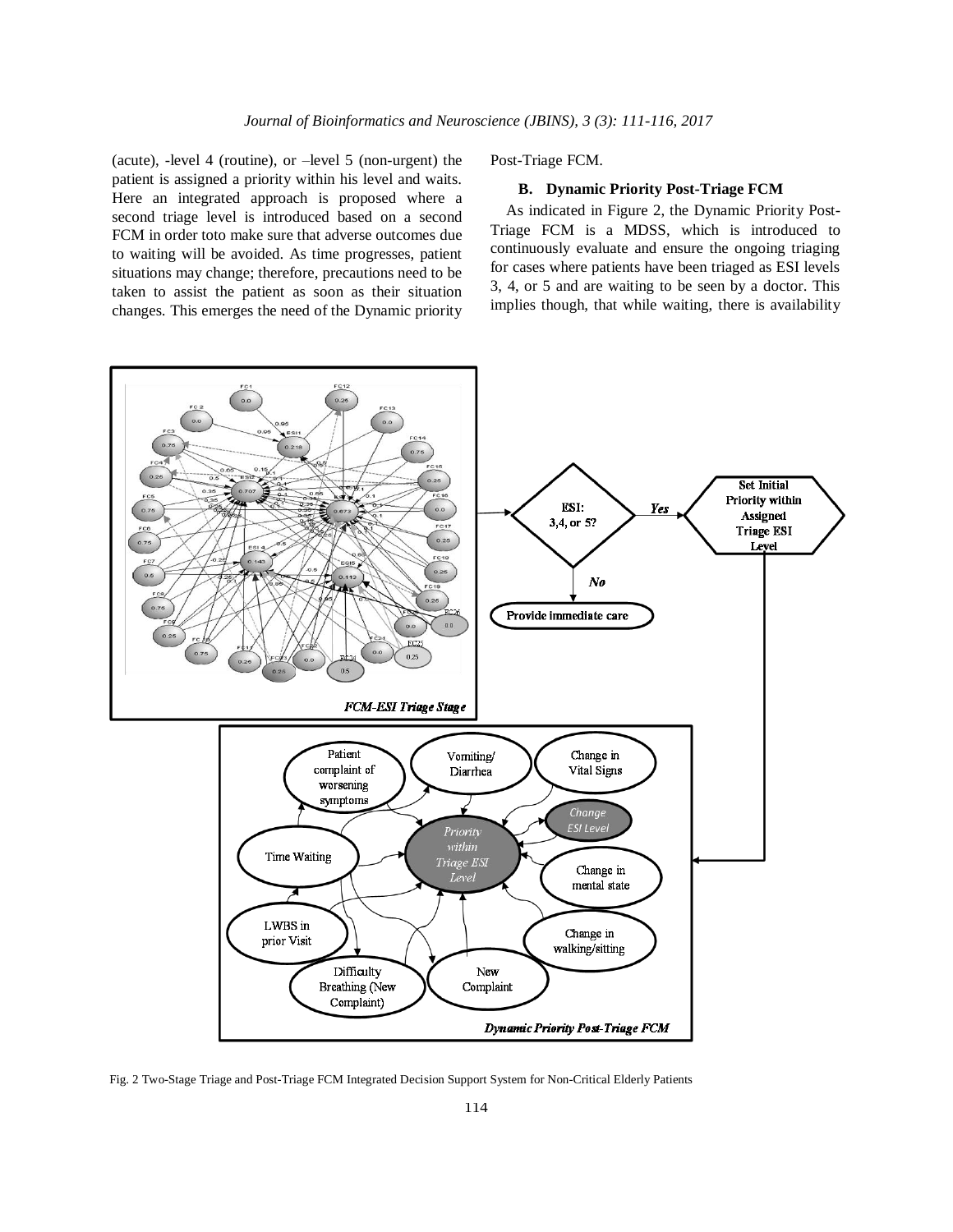(acute), -level 4 (routine), or –level 5 (non-urgent) the patient is assigned a priority within his level and waits. Here an integrated approach is proposed where a second triage level is introduced based on a second FCM in order toto make sure that adverse outcomes due to waiting will be avoided. As time progresses, patient situations may change; therefore, precautions need to be taken to assist the patient as soon as their situation changes. This emerges the need of the Dynamic priority Post-Triage FCM.

### B. Dynamic Priority Post-Triage FCM

As indicated in Figure 2, the Dynamic Priority Post-Triage FCM is a MDSS, which is introduced to continuously evaluate and ensure the ongoing triaging for cases where patients have been triaged as ESI levels 3, 4, or 5 and are waiting to be seen by a doctor. This implies though, that while waiting, there is availability

Fig. 2 Two-Stage Triage and Post-Triage FCM Integrated Decision Support System for Non-Critical Elderly Patients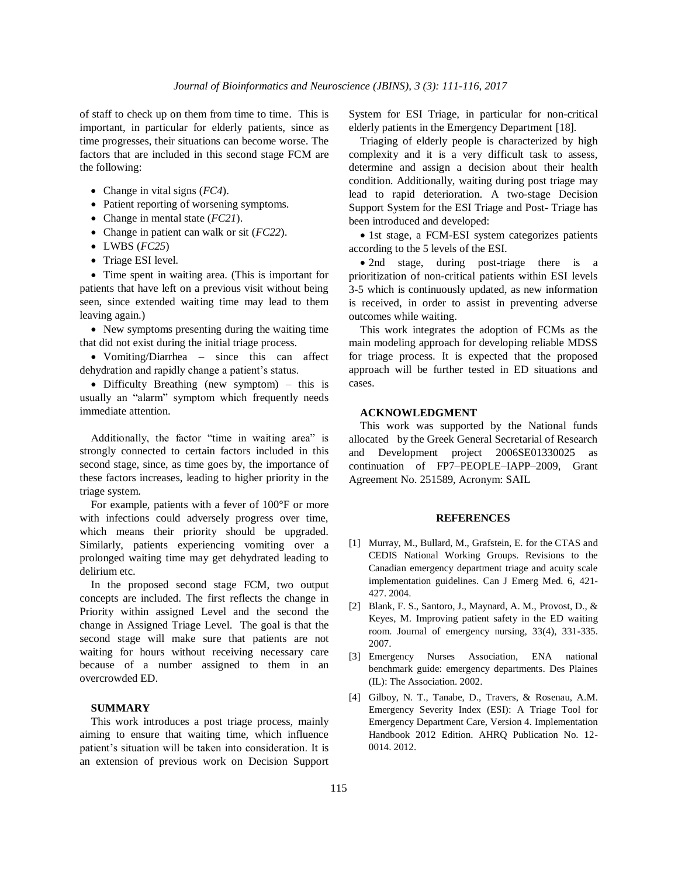of staff to check up on them from time to time. This is important, in particular for elderly patients, since as time progresses, their situations can become worse. The factors that are included in this second stage FCM are the following:

- Change in vital signs (*FC4*).
- Patient reporting of worsening symptoms.
- Change in mental state (*FC21*).
- Change in patient can walk or sit (*FC22*).
- LWBS (*FC25*)
- Triage ESI level.
- Time spent in waiting area. (This is important for patients that have left on a previous visit without being seen, since extended waiting time may lead to them leaving again.)
- New symptoms presenting during the waiting time that did not exist during the initial triage process.
- Vomiting/Diarrhea – since this can affect dehydration and rapidly change a patient's status.
- Difficulty Breathing (new symptom) – this is usually an "alarm" symptom which frequently needs immediate attention.

Additionally, the factor "time in waiting area" is strongly connected to certain factors included in this second stage, since, as time goes by, the importance of these factors increases, leading to higher priority in the triage system.

For example, patients with a fever of 100°F or more with infections could adversely progress over time, which means their priority should be upgraded. Similarly, patients experiencing vomiting over a prolonged waiting time may get dehydrated leading to delirium etc.

In the proposed second stage FCM, two output concepts are included. The first reflects the change in Priority within assigned Level and the second the change in Assigned Triage Level. The goal is that the second stage will make sure that patients are not waiting for hours without receiving necessary care because of a number assigned to them in an overcrowded ED.

## SUMMARY

This work introduces a post triage process, mainly aiming to ensure that waiting time, which influence patient's situation will be taken into consideration. It is an extension of previous work on Decision Support System for ESI Triage, in particular for non-critical elderly patients in the Emergency Department [18].

Triaging of elderly people is characterized by high complexity and it is a very difficult task to assess, determine and assign a decision about their health condition. Additionally, waiting during post triage may lead to rapid deterioration. A two-stage Decision Support System for the ESI Triage and Post- Triage has been introduced and developed:

- 1st stage, a FCM-ESI system categorizes patients according to the 5 levels of the ESI.
- 2nd stage, during post-triage there is a prioritization of non-critical patients within ESI levels 3-5 which is continuously updated, as new information is received, in order to assist in preventing adverse outcomes while waiting.

This work integrates the adoption of FCMs as the main modeling approach for developing reliable MDSS for triage process. It is expected that the proposed approach will be further tested in ED situations and cases.

## ACKNOWLEDGMENT

This work was supported by the National funds allocated by the Greek General Secretarial of Research and Development project 2006SE01330025 as continuation of FP7–PEOPLE–IAPP–2009, Grant Agreement No. 251589, Acronym: SAIL

## REFERENCES

[1] Murray, M., Bullard, M., Grafstein, E. for the CTAS and CEDIS National Working Groups. Revisions to the Canadian emergency department triage and acuity scale implementation guidelines. Can J Emerg Med. 6, 421-427. 2004.

[2] Blank, F. S., Santoro, J., Maynard, A. M., Provost, D., & Keyes, M. Improving patient safety in the ED waiting room. Journal of emergency nursing, 33(4), 331-335. 2007.

[3] Emergency Nurses Association, ENA national benchmark guide: emergency departments. Des Plaines (IL): The Association. 2002.

[4] Gilboy, N. T., Tanabe, D., Travers, & Rosenau, A.M. Emergency Severity Index (ESI): A Triage Tool for Emergency Department Care, Version 4. Implementation Handbook 2012 Edition. AHRQ Publication No. 12-0014. 2012.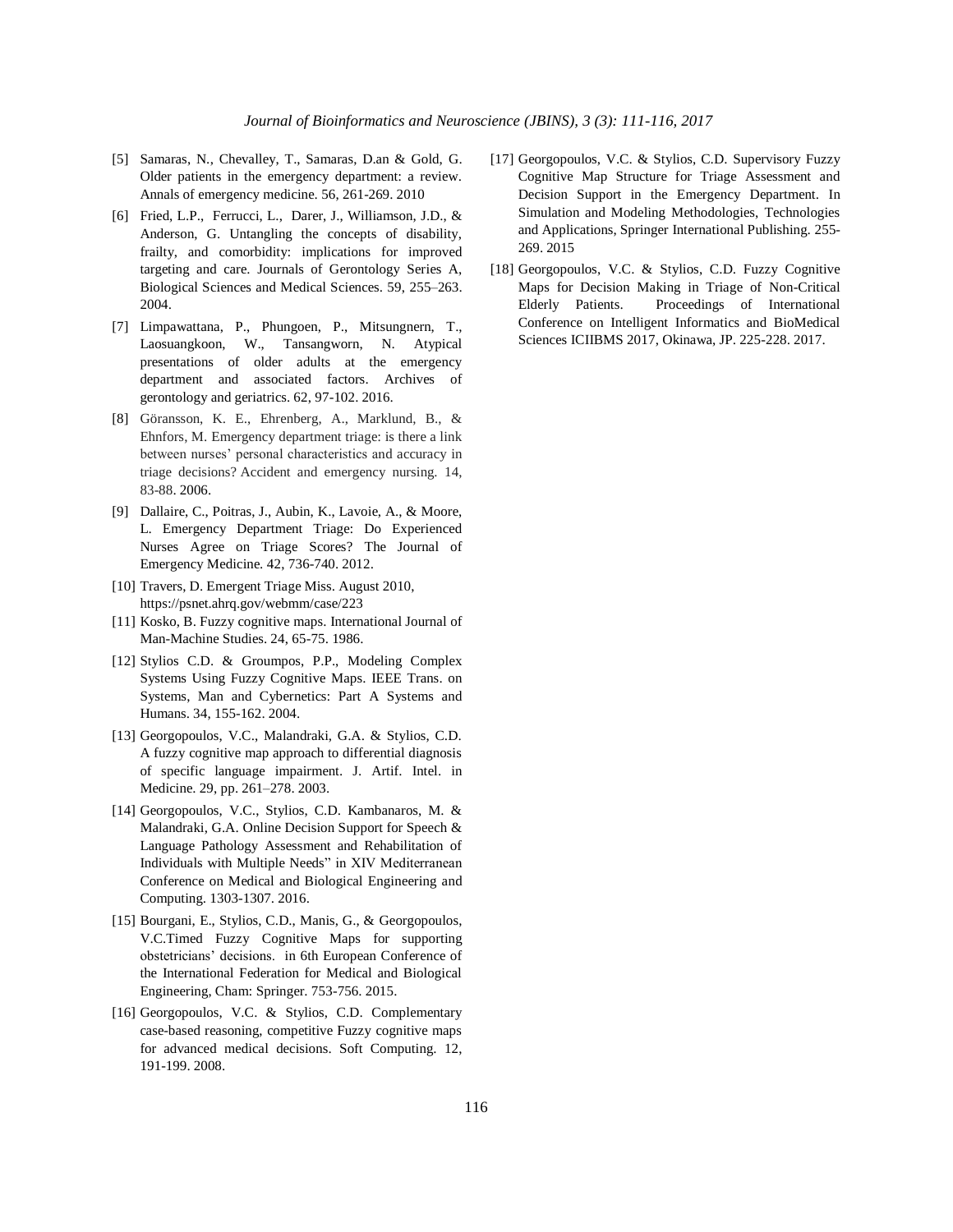[5] Samaras, N., Chevalley, T., Samaras, D.an & Gold, G. Older patients in the emergency department: a review. Annals of emergency medicine. 56, 261-269. 2010

[6] Fried, L.P., Ferrucci, L., Darer, J., Williamson, J.D., & Anderson, G. Untangling the concepts of disability, frailty, and comorbidity: implications for improved targeting and care. Journals of Gerontology Series A, Biological Sciences and Medical Sciences. 59, 255–263. 2004.

[7] Limpawattana, P., Phungoen, P., Mitsungnern, T., Laosuangkoon, W., Tansangworn, N. Atypical presentations of older adults at the emergency department and associated factors. Archives of gerontology and geriatrics. 62, 97-102. 2016.

[8] Göransson, K. E., Ehrenberg, A., Marklund, B., & Ehnfors, M. Emergency department triage: is there a link between nurses' personal characteristics and accuracy in triage decisions? Accident and emergency nursing. 14, 83-88. 2006.

[9] Dallaire, C., Poitras, J., Aubin, K., Lavoie, A., & Moore, L. Emergency Department Triage: Do Experienced Nurses Agree on Triage Scores? The Journal of Emergency Medicine. 42, 736-740. 2012.

[10] Travers, D. Emergent Triage Miss. August 2010, https://psnet.ahrq.gov/webmm/case/223

[11] Kosko, B. Fuzzy cognitive maps. International Journal of Man-Machine Studies. 24, 65-75. 1986.

[12] Stylios C.D. & Groumpos, P.P., Modeling Complex Systems Using Fuzzy Cognitive Maps. IEEE Trans. on Systems, Man and Cybernetics: Part A Systems and Humans. 34, 155-162. 2004.

[13] Georgopoulos, V.C., Malandraki, G.A. & Stylios, C.D. A fuzzy cognitive map approach to differential diagnosis of specific language impairment. J. Artif. Intel. in Medicine. 29, pp. 261–278. 2003.

[14] Georgopoulos, V.C., Stylios, C.D. Kambanaros, M. & Malandraki, G.A. Online Decision Support for Speech & Language Pathology Assessment and Rehabilitation of Individuals with Multiple Needs" in XIV Mediterranean Conference on Medical and Biological Engineering and Computing. 1303-1307. 2016.

[15] Bourgani, E., Stylios, C.D., Manis, G., & Georgopoulos, V.C.Timed Fuzzy Cognitive Maps for supporting obstetricians' decisions. in 6th European Conference of the International Federation for Medical and Biological Engineering, Cham: Springer. 753-756. 2015.

[16] Georgopoulos, V.C. & Stylios, C.D. Complementary case-based reasoning, competitive Fuzzy cognitive maps for advanced medical decisions. Soft Computing. 12, 191-199. 2008.

[17] Georgopoulos, V.C. & Stylios, C.D. Supervisory Fuzzy Cognitive Map Structure for Triage Assessment and Decision Support in the Emergency Department. In Simulation and Modeling Methodologies, Technologies and Applications, Springer International Publishing. 255-269. 2015

[18] Georgopoulos, V.C. & Stylios, C.D. Fuzzy Cognitive Maps for Decision Making in Triage of Non-Critical Elderly Patients. Proceedings of International Conference on Intelligent Informatics and BioMedical Sciences ICIIBMS 2017, Okinawa, JP. 225-228. 2017.